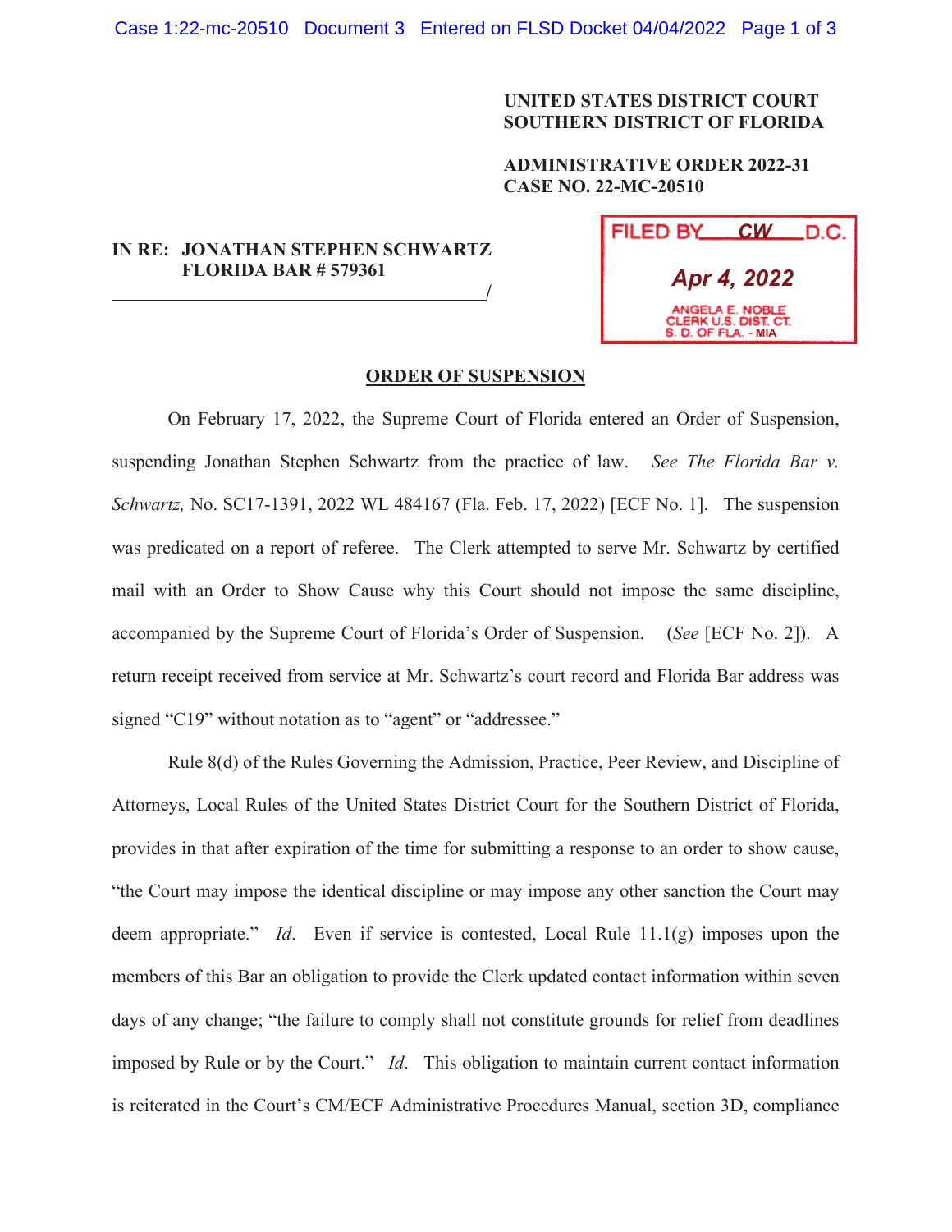**UNITED STATES DISTRICT COURT**
**SOUTHERN DISTRICT OF FLORIDA**

**ADMINISTRATIVE ORDER 2022-31**
**CASE NO. 22-MC-20510**

**IN RE: JONATHAN STEPHEN SCHWARTZ**
**FLORIDA BAR # 579361**
_______________________________________/

FILED BY CW D.C.
Apr 4, 2022
ANGELA E. NOBLE
CLERK U.S. DIST. CT.
S. D. OF FLA. - MIA

## ORDER OF SUSPENSION

On February 17, 2022, the Supreme Court of Florida entered an Order of Suspension, suspending Jonathan Stephen Schwartz from the practice of law. *See The Florida Bar v. Schwartz,* No. SC17-1391, 2022 WL 484167 (Fla. Feb. 17, 2022) [ECF No. 1]. The suspension was predicated on a report of referee. The Clerk attempted to serve Mr. Schwartz by certified mail with an Order to Show Cause why this Court should not impose the same discipline, accompanied by the Supreme Court of Florida's Order of Suspension. (*See* [ECF No. 2]). A return receipt received from service at Mr. Schwartz's court record and Florida Bar address was signed "C19" without notation as to "agent" or "addressee."

Rule 8(d) of the Rules Governing the Admission, Practice, Peer Review, and Discipline of Attorneys, Local Rules of the United States District Court for the Southern District of Florida, provides in that after expiration of the time for submitting a response to an order to show cause, "the Court may impose the identical discipline or may impose any other sanction the Court may deem appropriate." *Id*. Even if service is contested, Local Rule 11.1(g) imposes upon the members of this Bar an obligation to provide the Clerk updated contact information within seven days of any change; "the failure to comply shall not constitute grounds for relief from deadlines imposed by Rule or by the Court." *Id*. This obligation to maintain current contact information is reiterated in the Court's CM/ECF Administrative Procedures Manual, section 3D, compliance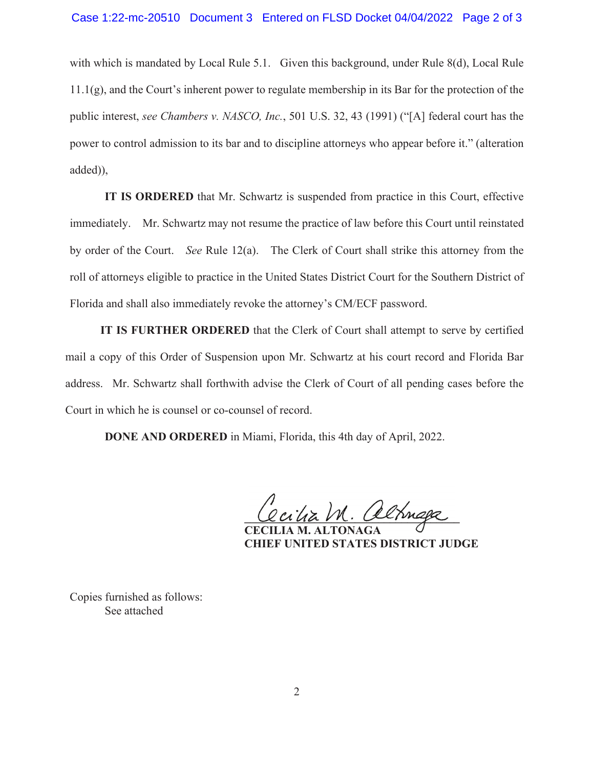with which is mandated by Local Rule 5.1. Given this background, under Rule 8(d), Local Rule 11.1(g), and the Court's inherent power to regulate membership in its Bar for the protection of the public interest, *see Chambers v. NASCO, Inc.*, 501 U.S. 32, 43 (1991) ("[A] federal court has the power to control admission to its bar and to discipline attorneys who appear before it." (alteration added)),

**IT IS ORDERED** that Mr. Schwartz is suspended from practice in this Court, effective immediately. Mr. Schwartz may not resume the practice of law before this Court until reinstated by order of the Court. *See* Rule 12(a). The Clerk of Court shall strike this attorney from the roll of attorneys eligible to practice in the United States District Court for the Southern District of Florida and shall also immediately revoke the attorney's CM/ECF password.

**IT IS FURTHER ORDERED** that the Clerk of Court shall attempt to serve by certified mail a copy of this Order of Suspension upon Mr. Schwartz at his court record and Florida Bar address. Mr. Schwartz shall forthwith advise the Clerk of Court of all pending cases before the Court in which he is counsel or co-counsel of record.

**DONE AND ORDERED** in Miami, Florida, this 4th day of April, 2022.

**CECILIA M. ALTONAGA**
**CHIEF UNITED STATES DISTRICT JUDGE**

Copies furnished as follows:
See attached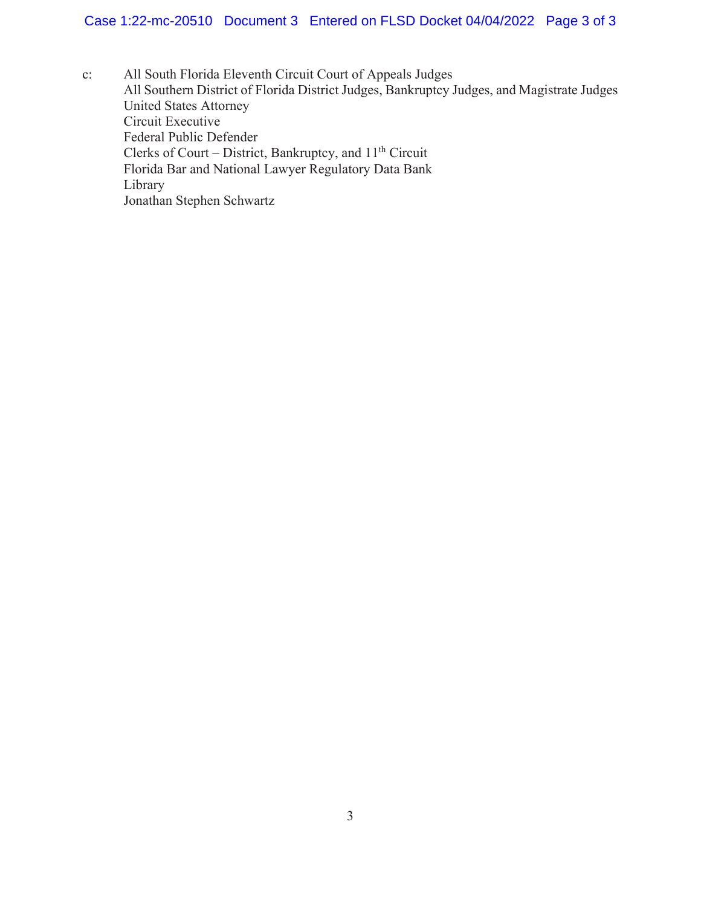c: All South Florida Eleventh Circuit Court of Appeals Judges
All Southern District of Florida District Judges, Bankruptcy Judges, and Magistrate Judges
United States Attorney
Circuit Executive
Federal Public Defender
Clerks of Court – District, Bankruptcy, and 11th Circuit
Florida Bar and National Lawyer Regulatory Data Bank
Library
Jonathan Stephen Schwartz